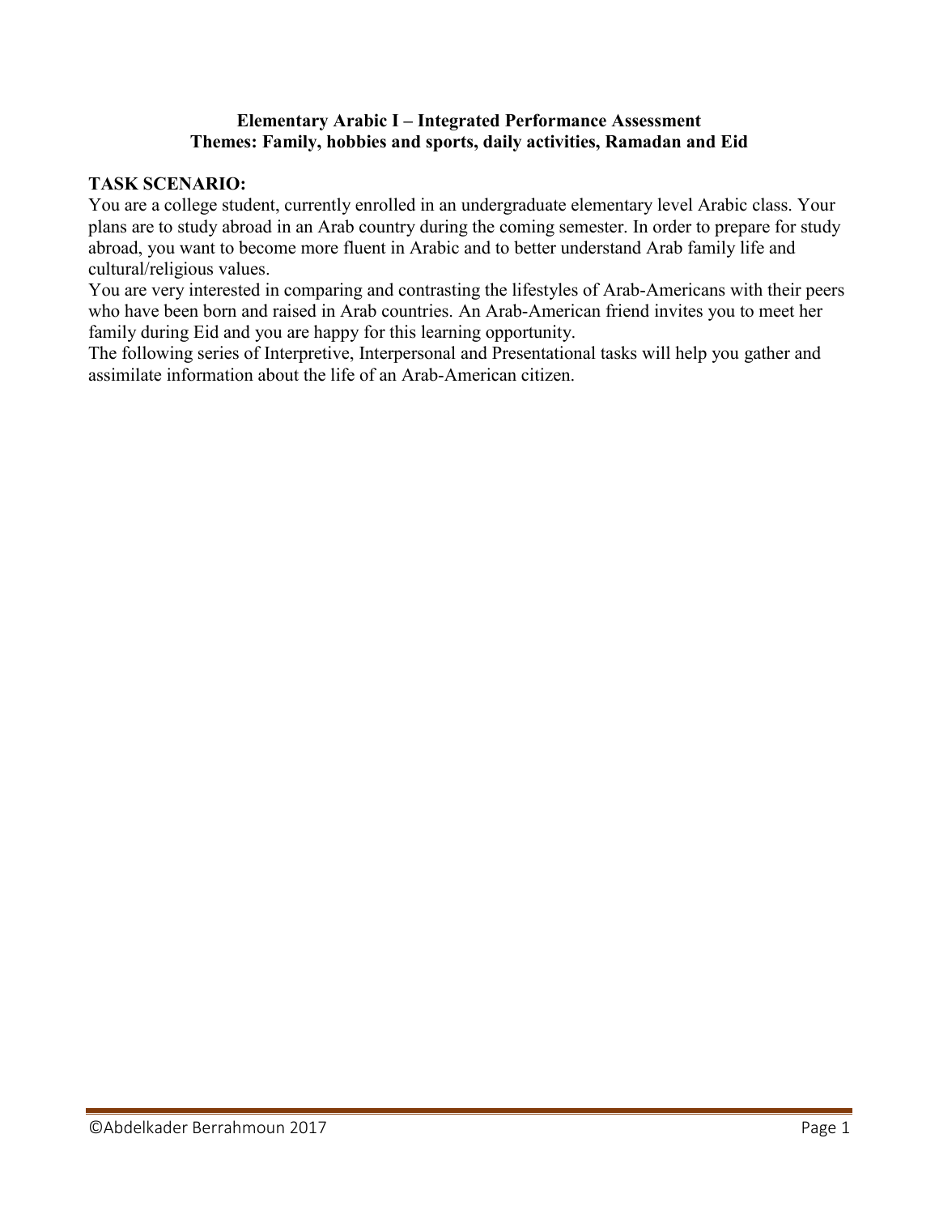**Elementary Arabic I – Integrated Performance Assessment**
**Themes: Family, hobbies and sports, daily activities, Ramadan and Eid**

**TASK SCENARIO:**

You are a college student, currently enrolled in an undergraduate elementary level Arabic class. Your plans are to study abroad in an Arab country during the coming semester. In order to prepare for study abroad, you want to become more fluent in Arabic and to better understand Arab family life and cultural/religious values.

You are very interested in comparing and contrasting the lifestyles of Arab-Americans with their peers who have been born and raised in Arab countries. An Arab-American friend invites you to meet her family during Eid and you are happy for this learning opportunity.

The following series of Interpretive, Interpersonal and Presentational tasks will help you gather and assimilate information about the life of an Arab-American citizen.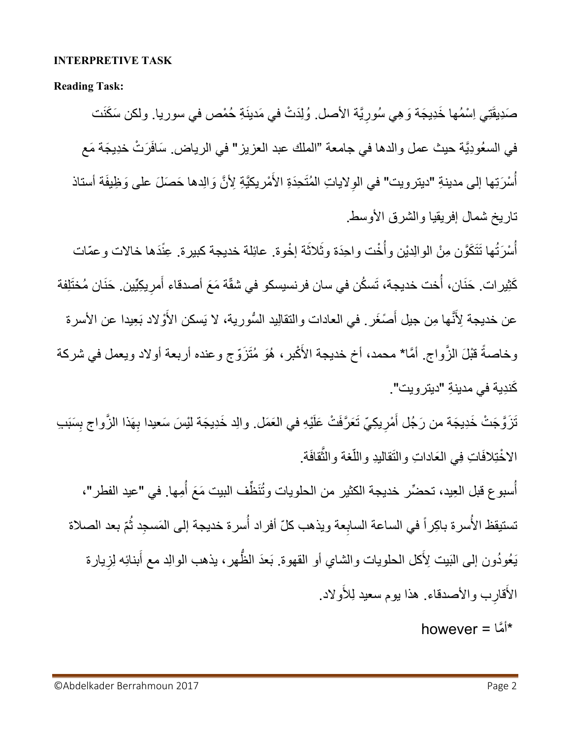**INTERPRETIVE TASK**

**Reading Task:**

صَدِيقَتِي اِسْمُها خَدِيجَة وَهِي سُورِيَّة الأصل. وُلِدَتْ في مَدينَةِ حُمْص في سوريا. ولكن سَكَنَت في السعُودِيَّة حيث عمل والدها في جامعة "الملك عبد العزيز" في الرياض. سَافَرَتْ خدِيجَة مَع أُسْرَتِها إلى مدينةِ "ديترويت" في الوِلاياتِ المُتَحِدَةِ الأَمْرِيكيَّةِ لِأَنَّ وَالِدها حَصَلَ على وَظِيفَة أستاذ تاريخ شمال إفريقيا والشرق الأوسط.

أُسْرَتُها تَتَكَوَّن مِنْ الوالِديْن وأُخْت واحِدَة وثَلاثَة إخْوة. عائِلة خديجة كبيرة. عِنْدَها خالات وعمّات كَثِيرات. حَنَان، أُخت خديجة، تَسكُن في سان فرنسيسكو في شقّة مَعَ أصدقاء أَمرِيكِيِّين. حَنَان مُختَلِفة عن خديجة لِأَنَّها مِن جيل أَصْغَر. في العادات والتقالِيد السُّورية، لا يَسكن الأَوْلاد بَعِيدا عن الأسرة وخاصةً قَبْلَ الزَّواج. أَمَّا* محمد، أخ خديجة الأَكْبر، هُوَ مُتَزَوِّج وعنده أربعة أولاد ويعمل في شركة كَندِية في مدينةِ "ديترويت".

تَزَوَّجَتْ خَدِيجَة من رَجُل أَمْرِيكِيّ تَعَرَّفَتْ عَلَيْهِ في العَمَل. والِد خَدِيجَة لَيْسَ سَعيدا بِهَذا الزَّواج بِسَبَبِ الاخْتِلافَاتِ فِي العَاداتِ والتَقالِيدِ واللّغة والثَّقافَة.

أُسبوع قبل العِيد، تحضِّر خديجة الكثير من الحلويات وتُنَظِّف البيت مَعَ أُمِها. في "عيد الفطر"، تستيقظ الأُسرة باكِراً في الساعة السابِعة ويذهب كلّ أفراد أُسرة خديجة إلى المَسجِد ثُمّ بعد الصلاة يَعُودُون إلى البَيت لِأَكل الحلويات والشاي أو القهوة. بَعدَ الظُّهر، يذهب الوالِد مع أَبنائِه لِزِيارة الأَقارِب والأصدقاء. هذا يوم سعيد لِلأَولاد.

*أَمَّا = however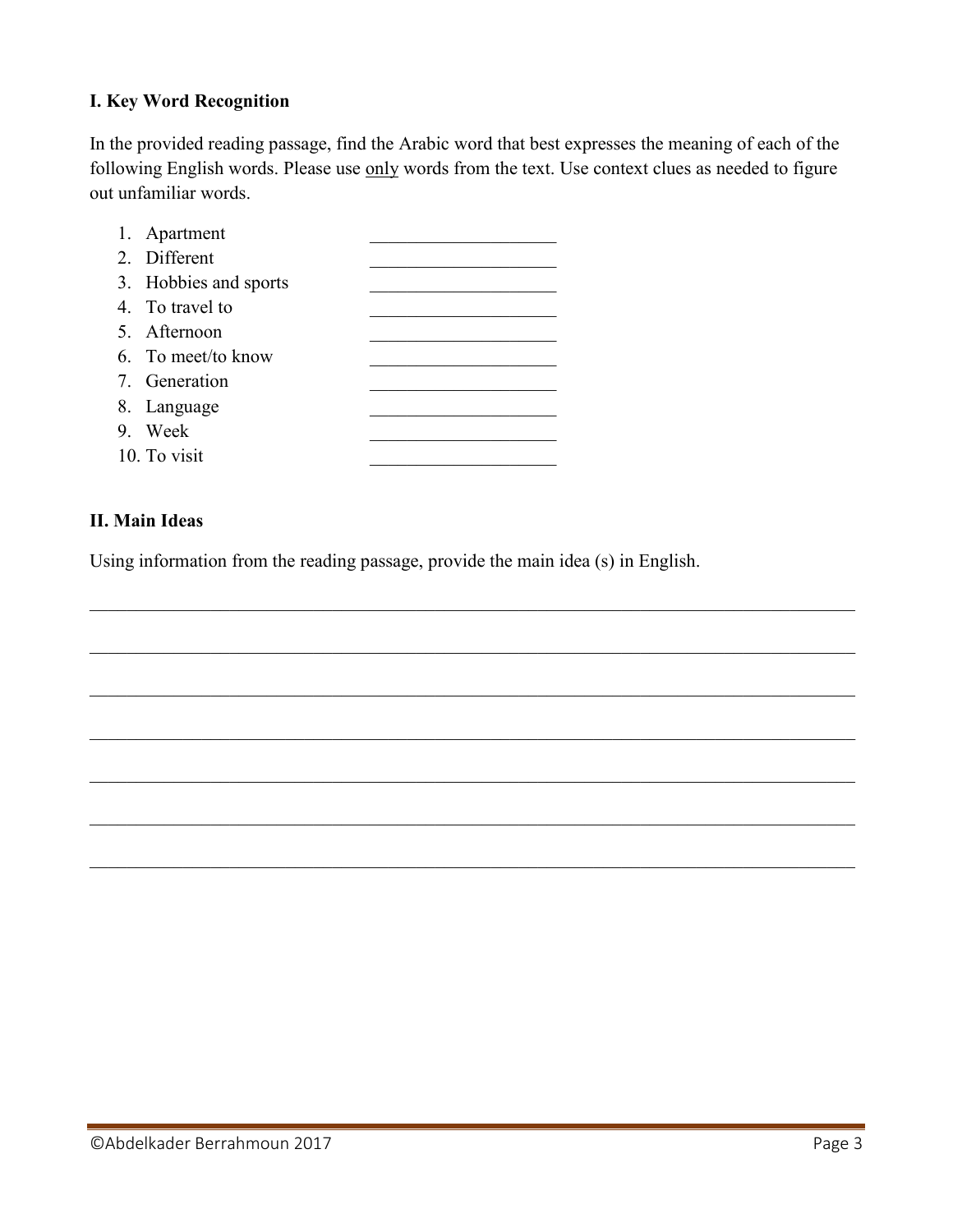### I. Key Word Recognition

In the provided reading passage, find the Arabic word that best expresses the meaning of each of the following English words. Please use only words from the text. Use context clues as needed to figure out unfamiliar words.

1. Apartment ____________________
2. Different ____________________
3. Hobbies and sports ____________________
4. To travel to ____________________
5. Afternoon ____________________
6. To meet/to know ____________________
7. Generation ____________________
8. Language ____________________
9. Week ____________________
10. To visit ____________________

### II. Main Ideas

Using information from the reading passage, provide the main idea (s) in English.

_______________________________________________________________________________

_______________________________________________________________________________

_______________________________________________________________________________

_______________________________________________________________________________

_______________________________________________________________________________

_______________________________________________________________________________

_______________________________________________________________________________

©Abdelkader Berrahmoun 2017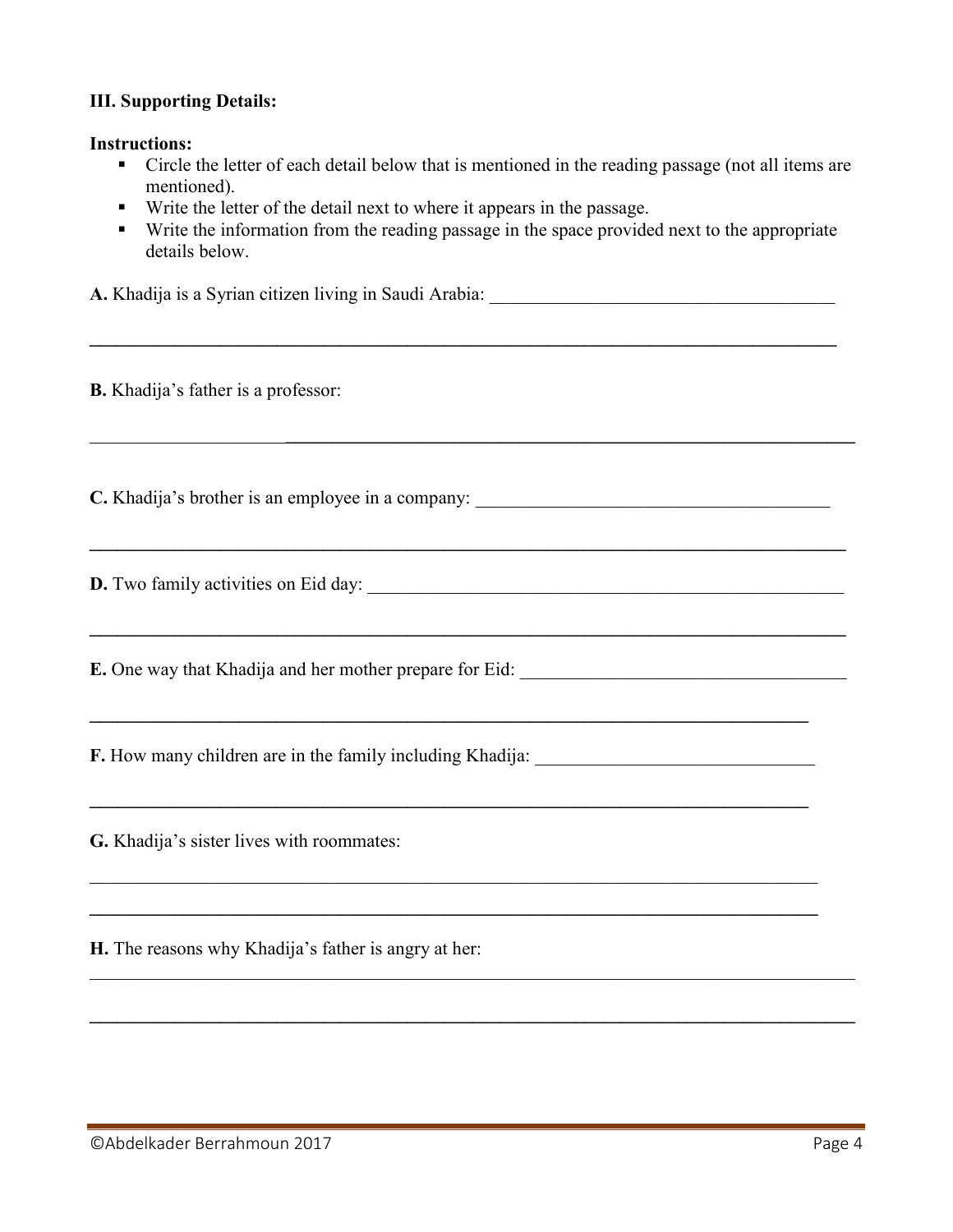**III. Supporting Details:**

**Instructions:**

- Circle the letter of each detail below that is mentioned in the reading passage (not all items are mentioned).
- Write the letter of the detail next to where it appears in the passage.
- Write the information from the reading passage in the space provided next to the appropriate details below.

**A.** Khadija is a Syrian citizen living in Saudi Arabia: ______________________________________

______________________________________________________________________________

**B.** Khadija's father is a professor:

______________________________________________________________________________

**C.** Khadija's brother is an employee in a company: ______________________________________

______________________________________________________________________________

**D.** Two family activities on Eid day: __________________________________________________

______________________________________________________________________________

**E.** One way that Khadija and her mother prepare for Eid: ___________________________________

______________________________________________________________________________

**F.** How many children are in the family including Khadija: _____________________________

______________________________________________________________________________

**G.** Khadija's sister lives with roommates:

______________________________________________________________________________

______________________________________________________________________________

**H.** The reasons why Khadija's father is angry at her:

______________________________________________________________________________

______________________________________________________________________________

©Abdelkader Berrahmoun 2017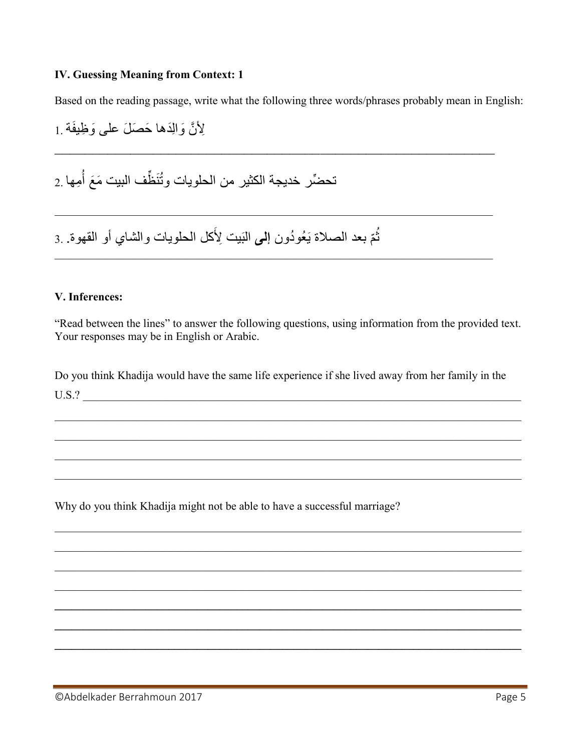**IV. Guessing Meaning from Context: 1**

Based on the reading passage, write what the following three words/phrases probably mean in English:

1. لِأَنَّ وَالِدَها حَصَلَ على وَظِيفَة

______________________________________________________________________________

2. تحضِّر خديجة الكثير من الحلويات وتُنَظِّف البيت مَعَ أُمِها

______________________________________________________________________________

3. ثُمّ بعد الصلاة يَعُودُون **إلى** البَيت لِأَكل الحلويات والشاي أو القهوة.

______________________________________________________________________________

**V. Inferences:**

"Read between the lines" to answer the following questions, using information from the provided text. Your responses may be in English or Arabic.

Do you think Khadija would have the same life experience if she lived away from her family in the U.S.? ______________________________________________________________________________

______________________________________________________________________________

______________________________________________________________________________

______________________________________________________________________________

______________________________________________________________________________

Why do you think Khadija might not be able to have a successful marriage?

______________________________________________________________________________

______________________________________________________________________________

______________________________________________________________________________

______________________________________________________________________________

______________________________________________________________________________

______________________________________________________________________________

______________________________________________________________________________

©Abdelkader Berrahmoun 2017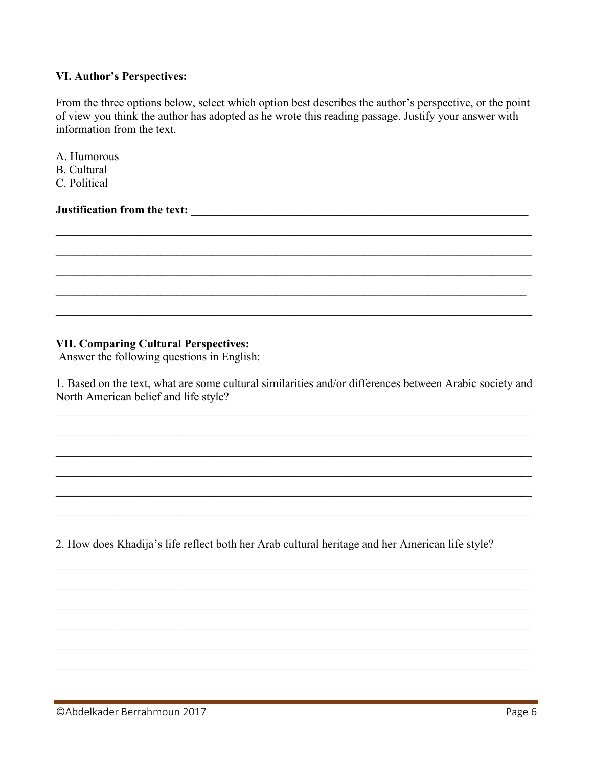**VI. Author's Perspectives:**

From the three options below, select which option best describes the author's perspective, or the point of view you think the author has adopted as he wrote this reading passage. Justify your answer with information from the text.

A. Humorous
B. Cultural
C. Political

**Justification from the text: ______________________________________________________________**

**_____________________________________________________________________________________**

**_____________________________________________________________________________________**

**_____________________________________________________________________________________**

**_____________________________________________________________________________________**

**_____________________________________________________________________________________**

**VII. Comparing Cultural Perspectives:**

Answer the following questions in English:

1. Based on the text, what are some cultural similarities and/or differences between Arabic society and North American belief and life style?

_____________________________________________________________________________________

_____________________________________________________________________________________

_____________________________________________________________________________________

_____________________________________________________________________________________

_____________________________________________________________________________________

_____________________________________________________________________________________

2. How does Khadija's life reflect both her Arab cultural heritage and her American life style?

_____________________________________________________________________________________

_____________________________________________________________________________________

_____________________________________________________________________________________

_____________________________________________________________________________________

_____________________________________________________________________________________

_____________________________________________________________________________________

©Abdelkader Berrahmoun 2017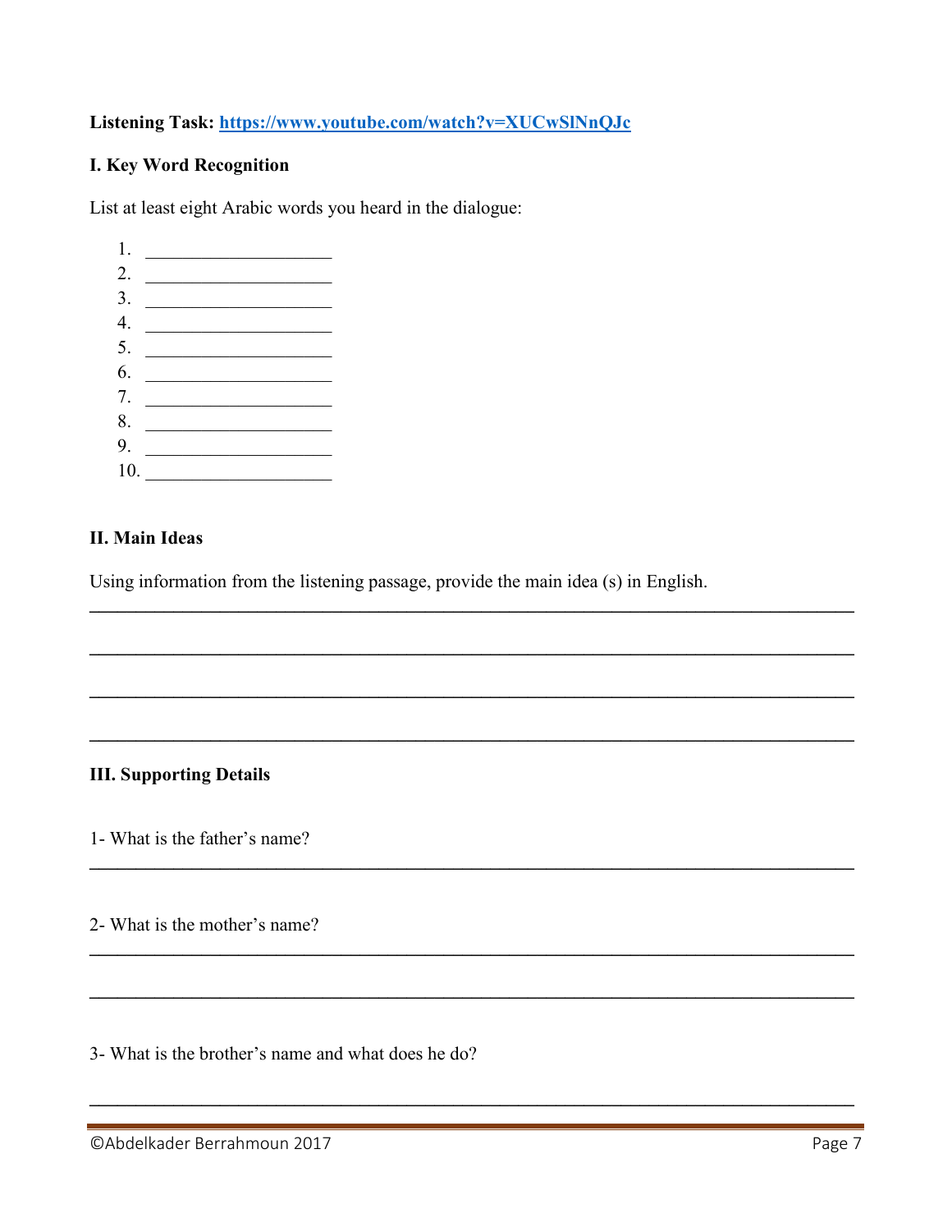**Listening Task: [https://www.youtube.com/watch?v=XUCwSlNnQJc](https://www.youtube.com/watch?v=XUCwSlNnQJc)**

**I. Key Word Recognition**

List at least eight Arabic words you heard in the dialogue:

1. ____________________
2. ____________________
3. ____________________
4. ____________________
5. ____________________
6. ____________________
7. ____________________
8. ____________________
9. ____________________
10. ____________________

**II. Main Ideas**

Using information from the listening passage, provide the main idea (s) in English.

________________________________________________________________________________

________________________________________________________________________________

________________________________________________________________________________

________________________________________________________________________________

**III. Supporting Details**

1- What is the father's name?

________________________________________________________________________________

2- What is the mother's name?

________________________________________________________________________________

________________________________________________________________________________

3- What is the brother's name and what does he do?

________________________________________________________________________________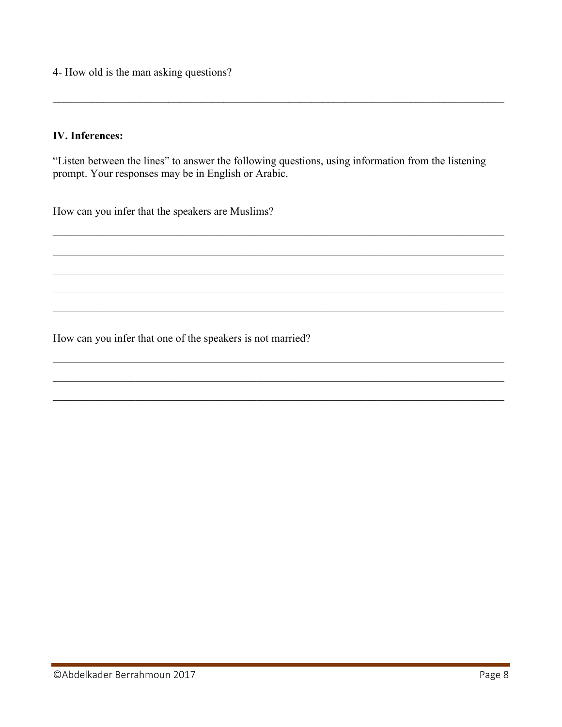4- How old is the man asking questions?

______________________________________________________________________________

**IV. Inferences:**

"Listen between the lines" to answer the following questions, using information from the listening prompt. Your responses may be in English or Arabic.

How can you infer that the speakers are Muslims?

______________________________________________________________________________

______________________________________________________________________________

______________________________________________________________________________

______________________________________________________________________________

______________________________________________________________________________

How can you infer that one of the speakers is not married?

______________________________________________________________________________

______________________________________________________________________________

______________________________________________________________________________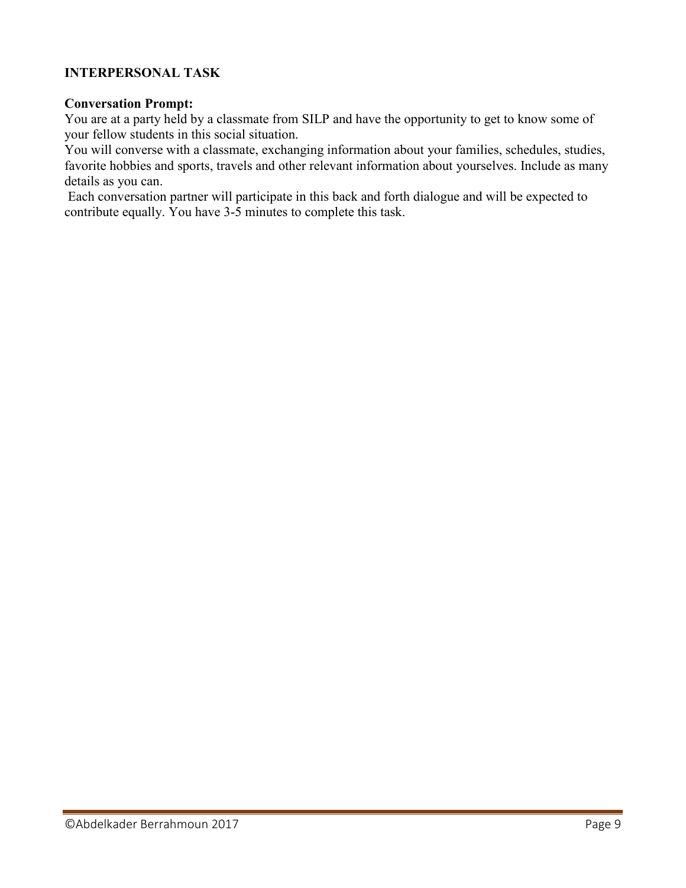**INTERPERSONAL TASK**

**Conversation Prompt:**

You are at a party held by a classmate from SILP and have the opportunity to get to know some of your fellow students in this social situation.

You will converse with a classmate, exchanging information about your families, schedules, studies, favorite hobbies and sports, travels and other relevant information about yourselves. Include as many details as you can.

Each conversation partner will participate in this back and forth dialogue and will be expected to contribute equally. You have 3-5 minutes to complete this task.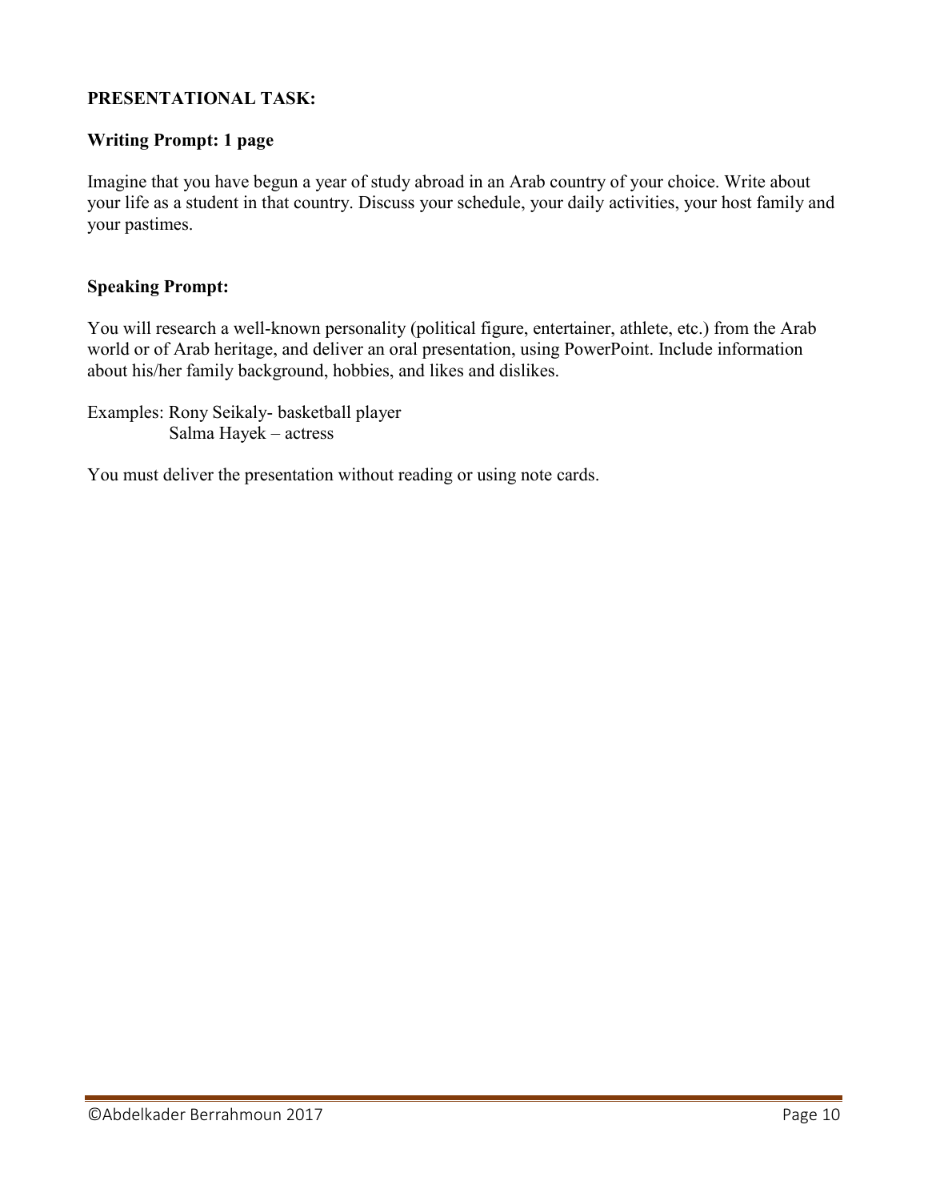**PRESENTATIONAL TASK:**

**Writing Prompt: 1 page**

Imagine that you have begun a year of study abroad in an Arab country of your choice. Write about your life as a student in that country. Discuss your schedule, your daily activities, your host family and your pastimes.

**Speaking Prompt:**

You will research a well-known personality (political figure, entertainer, athlete, etc.) from the Arab world or of Arab heritage, and deliver an oral presentation, using PowerPoint. Include information about his/her family background, hobbies, and likes and dislikes.

Examples: Rony Seikaly- basketball player
Salma Hayek – actress

You must deliver the presentation without reading or using note cards.